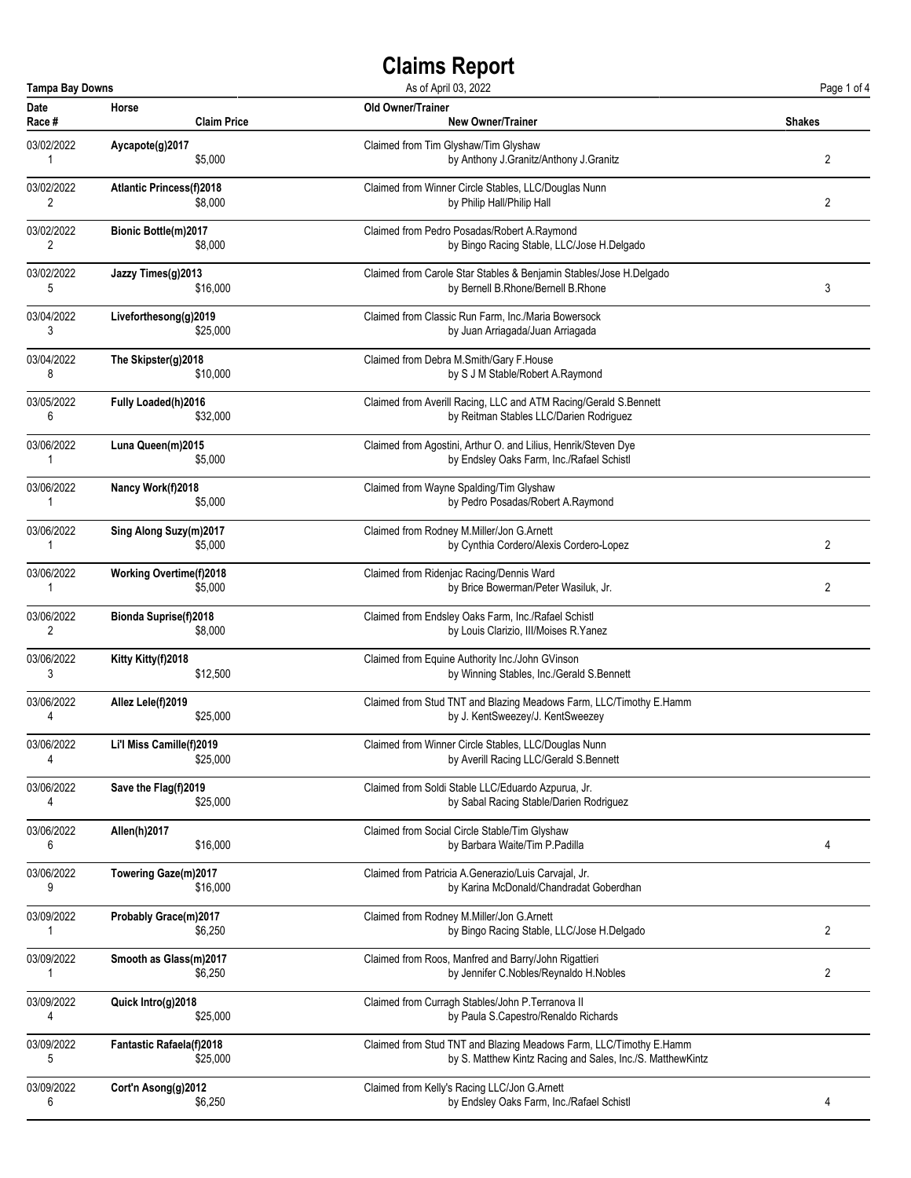# Claims Report

**Tampa Bay Downs** — As of April 03, 2022

| Date / Race # | Horse / Claim Price | Old Owner/Trainer / New Owner/Trainer | Shakes |
|---|---|---|---|
| 03/02/2022<br>1 | **Aycapote(g)2017**<br>$5,000 | Claimed from Tim Glyshaw/Tim Glyshaw<br>by Anthony J.Granitz/Anthony J.Granitz | 2 |
| 03/02/2022<br>2 | **Atlantic Princess(f)2018**<br>$8,000 | Claimed from Winner Circle Stables, LLC/Douglas Nunn<br>by Philip Hall/Philip Hall | 2 |
| 03/02/2022<br>2 | **Bionic Bottle(m)2017**<br>$8,000 | Claimed from Pedro Posadas/Robert A.Raymond<br>by Bingo Racing Stable, LLC/Jose H.Delgado | |
| 03/02/2022<br>5 | **Jazzy Times(g)2013**<br>$16,000 | Claimed from Carole Star Stables & Benjamin Stables/Jose H.Delgado<br>by Bernell B.Rhone/Bernell B.Rhone | 3 |
| 03/04/2022<br>3 | **Liveforthesong(g)2019**<br>$25,000 | Claimed from Classic Run Farm, Inc./Maria Bowersock<br>by Juan Arriagada/Juan Arriagada | |
| 03/04/2022<br>8 | **The Skipster(g)2018**<br>$10,000 | Claimed from Debra M.Smith/Gary F.House<br>by S J M Stable/Robert A.Raymond | |
| 03/05/2022<br>6 | **Fully Loaded(h)2016**<br>$32,000 | Claimed from Averill Racing, LLC and ATM Racing/Gerald S.Bennett<br>by Reitman Stables LLC/Darien Rodriguez | |
| 03/06/2022<br>1 | **Luna Queen(m)2015**<br>$5,000 | Claimed from Agostini, Arthur O. and Lilius, Henrik/Steven Dye<br>by Endsley Oaks Farm, Inc./Rafael Schistl | |
| 03/06/2022<br>1 | **Nancy Work(f)2018**<br>$5,000 | Claimed from Wayne Spalding/Tim Glyshaw<br>by Pedro Posadas/Robert A.Raymond | |
| 03/06/2022<br>1 | **Sing Along Suzy(m)2017**<br>$5,000 | Claimed from Rodney M.Miller/Jon G.Arnett<br>by Cynthia Cordero/Alexis Cordero-Lopez | 2 |
| 03/06/2022<br>1 | **Working Overtime(f)2018**<br>$5,000 | Claimed from Ridenjac Racing/Dennis Ward<br>by Brice Bowerman/Peter Wasiluk, Jr. | 2 |
| 03/06/2022<br>2 | **Bionda Suprise(f)2018**<br>$8,000 | Claimed from Endsley Oaks Farm, Inc./Rafael Schistl<br>by Louis Clarizio, III/Moises R.Yanez | |
| 03/06/2022<br>3 | **Kitty Kitty(f)2018**<br>$12,500 | Claimed from Equine Authority Inc./John GVinson<br>by Winning Stables, Inc./Gerald S.Bennett | |
| 03/06/2022<br>4 | **Allez Lele(f)2019**<br>$25,000 | Claimed from Stud TNT and Blazing Meadows Farm, LLC/Timothy E.Hamm<br>by J. KentSweezey/J. KentSweezey | |
| 03/06/2022<br>4 | **Li'l Miss Camille(f)2019**<br>$25,000 | Claimed from Winner Circle Stables, LLC/Douglas Nunn<br>by Averill Racing LLC/Gerald S.Bennett | |
| 03/06/2022<br>4 | **Save the Flag(f)2019**<br>$25,000 | Claimed from Soldi Stable LLC/Eduardo Azpurua, Jr.<br>by Sabal Racing Stable/Darien Rodriguez | |
| 03/06/2022<br>6 | **Allen(h)2017**<br>$16,000 | Claimed from Social Circle Stable/Tim Glyshaw<br>by Barbara Waite/Tim P.Padilla | 4 |
| 03/06/2022<br>9 | **Towering Gaze(m)2017**<br>$16,000 | Claimed from Patricia A.Generazio/Luis Carvajal, Jr.<br>by Karina McDonald/Chandradat Goberdhan | |
| 03/09/2022<br>1 | **Probably Grace(m)2017**<br>$6,250 | Claimed from Rodney M.Miller/Jon G.Arnett<br>by Bingo Racing Stable, LLC/Jose H.Delgado | 2 |
| 03/09/2022<br>1 | **Smooth as Glass(m)2017**<br>$6,250 | Claimed from Roos, Manfred and Barry/John Rigattieri<br>by Jennifer C.Nobles/Reynaldo H.Nobles | 2 |
| 03/09/2022<br>4 | **Quick Intro(g)2018**<br>$25,000 | Claimed from Curragh Stables/John P.Terranova II<br>by Paula S.Capestro/Renaldo Richards | |
| 03/09/2022<br>5 | **Fantastic Rafaela(f)2018**<br>$25,000 | Claimed from Stud TNT and Blazing Meadows Farm, LLC/Timothy E.Hamm<br>by S. Matthew Kintz Racing and Sales, Inc./S. MatthewKintz | |
| 03/09/2022<br>6 | **Cort'n Asong(g)2012**<br>$6,250 | Claimed from Kelly's Racing LLC/Jon G.Arnett<br>by Endsley Oaks Farm, Inc./Rafael Schistl | 4 |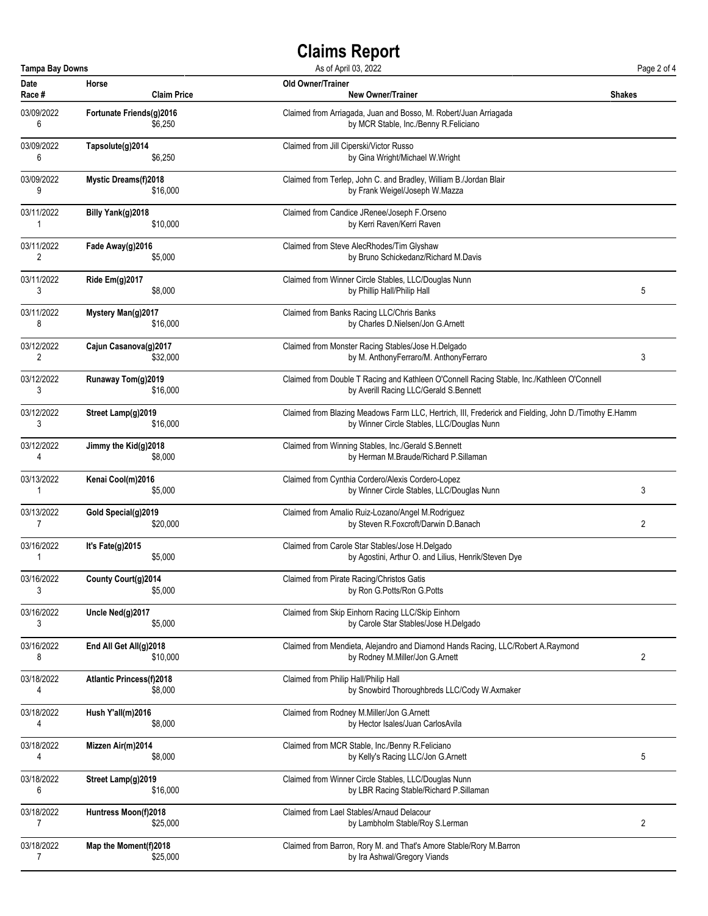# Claims Report

**Tampa Bay Downs** As of April 03, 2022

| Date / Race # | Horse / Claim Price | Old Owner/Trainer / New Owner/Trainer | Shakes |
|---|---|---|---|
| 03/09/2022<br>6 | **Fortunate Friends(g)2016**<br>$6,250 | Claimed from Arriagada, Juan and Bosso, M. Robert/Juan Arriagada<br>by MCR Stable, Inc./Benny R.Feliciano | |
| 03/09/2022<br>6 | **Tapsolute(g)2014**<br>$6,250 | Claimed from Jill Ciperski/Victor Russo<br>by Gina Wright/Michael W.Wright | |
| 03/09/2022<br>9 | **Mystic Dreams(f)2018**<br>$16,000 | Claimed from Terlep, John C. and Bradley, William B./Jordan Blair<br>by Frank Weigel/Joseph W.Mazza | |
| 03/11/2022<br>1 | **Billy Yank(g)2018**<br>$10,000 | Claimed from Candice JRenee/Joseph F.Orseno<br>by Kerri Raven/Kerri Raven | |
| 03/11/2022<br>2 | **Fade Away(g)2016**<br>$5,000 | Claimed from Steve AlecRhodes/Tim Glyshaw<br>by Bruno Schickedanz/Richard M.Davis | |
| 03/11/2022<br>3 | **Ride Em(g)2017**<br>$8,000 | Claimed from Winner Circle Stables, LLC/Douglas Nunn<br>by Phillip Hall/Philip Hall | 5 |
| 03/11/2022<br>8 | **Mystery Man(g)2017**<br>$16,000 | Claimed from Banks Racing LLC/Chris Banks<br>by Charles D.Nielsen/Jon G.Arnett | |
| 03/12/2022<br>2 | **Cajun Casanova(g)2017**<br>$32,000 | Claimed from Monster Racing Stables/Jose H.Delgado<br>by M. AnthonyFerraro/M. AnthonyFerraro | 3 |
| 03/12/2022<br>3 | **Runaway Tom(g)2019**<br>$16,000 | Claimed from Double T Racing and Kathleen O'Connell Racing Stable, Inc./Kathleen O'Connell<br>by Averill Racing LLC/Gerald S.Bennett | |
| 03/12/2022<br>3 | **Street Lamp(g)2019**<br>$16,000 | Claimed from Blazing Meadows Farm LLC, Hertrich, III, Frederick and Fielding, John D./Timothy E.Hamm<br>by Winner Circle Stables, LLC/Douglas Nunn | |
| 03/12/2022<br>4 | **Jimmy the Kid(g)2018**<br>$8,000 | Claimed from Winning Stables, Inc./Gerald S.Bennett<br>by Herman M.Braude/Richard P.Sillaman | |
| 03/13/2022<br>1 | **Kenai Cool(m)2016**<br>$5,000 | Claimed from Cynthia Cordero/Alexis Cordero-Lopez<br>by Winner Circle Stables, LLC/Douglas Nunn | 3 |
| 03/13/2022<br>7 | **Gold Special(g)2019**<br>$20,000 | Claimed from Amalio Ruiz-Lozano/Angel M.Rodriguez<br>by Steven R.Foxcroft/Darwin D.Banach | 2 |
| 03/16/2022<br>1 | **It's Fate(g)2015**<br>$5,000 | Claimed from Carole Star Stables/Jose H.Delgado<br>by Agostini, Arthur O. and Lilius, Henrik/Steven Dye | |
| 03/16/2022<br>3 | **County Court(g)2014**<br>$5,000 | Claimed from Pirate Racing/Christos Gatis<br>by Ron G.Potts/Ron G.Potts | |
| 03/16/2022<br>3 | **Uncle Ned(g)2017**<br>$5,000 | Claimed from Skip Einhorn Racing LLC/Skip Einhorn<br>by Carole Star Stables/Jose H.Delgado | |
| 03/16/2022<br>8 | **End All Get All(g)2018**<br>$10,000 | Claimed from Mendieta, Alejandro and Diamond Hands Racing, LLC/Robert A.Raymond<br>by Rodney M.Miller/Jon G.Arnett | 2 |
| 03/18/2022<br>4 | **Atlantic Princess(f)2018**<br>$8,000 | Claimed from Philip Hall/Philip Hall<br>by Snowbird Thoroughbreds LLC/Cody W.Axmaker | |
| 03/18/2022<br>4 | **Hush Y'all(m)2016**<br>$8,000 | Claimed from Rodney M.Miller/Jon G.Arnett<br>by Hector Isales/Juan CarlosAvila | |
| 03/18/2022<br>4 | **Mizzen Air(m)2014**<br>$8,000 | Claimed from MCR Stable, Inc./Benny R.Feliciano<br>by Kelly's Racing LLC/Jon G.Arnett | 5 |
| 03/18/2022<br>6 | **Street Lamp(g)2019**<br>$16,000 | Claimed from Winner Circle Stables, LLC/Douglas Nunn<br>by LBR Racing Stable/Richard P.Sillaman | |
| 03/18/2022<br>7 | **Huntress Moon(f)2018**<br>$25,000 | Claimed from Lael Stables/Arnaud Delacour<br>by Lambholm Stable/Roy S.Lerman | 2 |
| 03/18/2022<br>7 | **Map the Moment(f)2018**<br>$25,000 | Claimed from Barron, Rory M. and That's Amore Stable/Rory M.Barron<br>by Ira Ashwal/Gregory Viands | |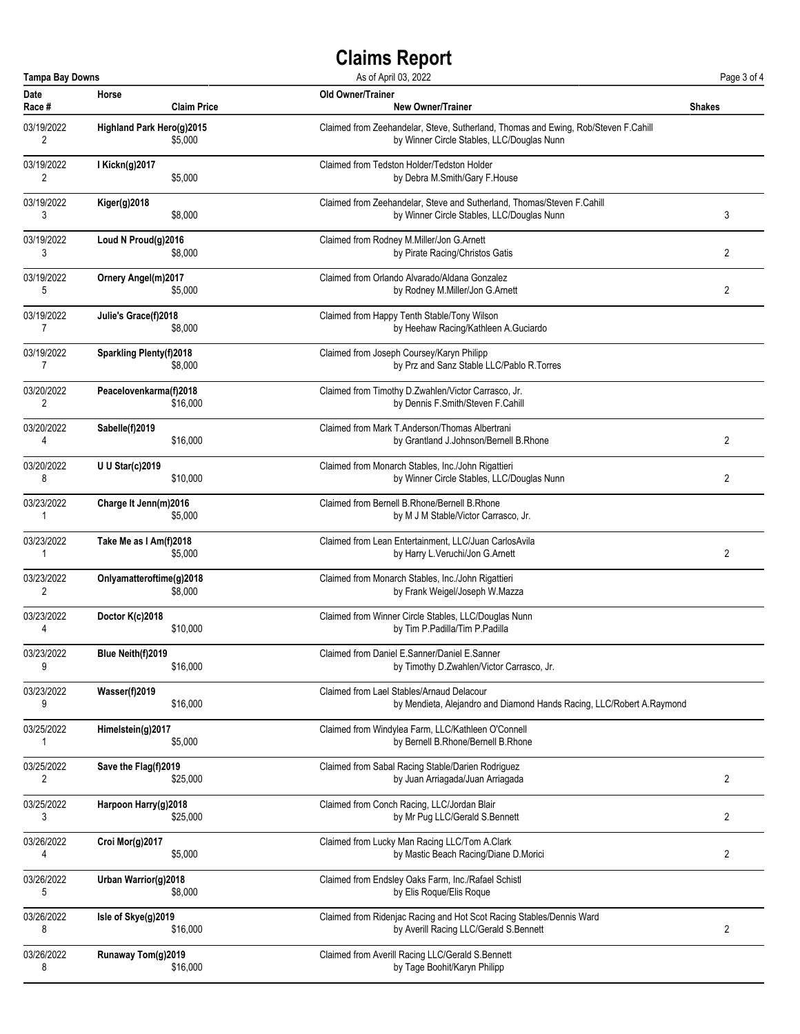# Claims Report

Tampa Bay Downs — As of April 03, 2022

| Date / Race # | Horse / Claim Price | Old Owner/Trainer / New Owner/Trainer | Shakes |
|---|---|---|---|
| 03/19/2022<br>2 | **Highland Park Hero(g)2015**<br>$5,000 | Claimed from Zeehandelar, Steve, Sutherland, Thomas and Ewing, Rob/Steven F.Cahill<br>by Winner Circle Stables, LLC/Douglas Nunn | |
| 03/19/2022<br>2 | **I Kickn(g)2017**<br>$5,000 | Claimed from Tedston Holder/Tedston Holder<br>by Debra M.Smith/Gary F.House | |
| 03/19/2022<br>3 | **Kiger(g)2018**<br>$8,000 | Claimed from Zeehandelar, Steve and Sutherland, Thomas/Steven F.Cahill<br>by Winner Circle Stables, LLC/Douglas Nunn | 3 |
| 03/19/2022<br>3 | **Loud N Proud(g)2016**<br>$8,000 | Claimed from Rodney M.Miller/Jon G.Arnett<br>by Pirate Racing/Christos Gatis | 2 |
| 03/19/2022<br>5 | **Ornery Angel(m)2017**<br>$5,000 | Claimed from Orlando Alvarado/Aldana Gonzalez<br>by Rodney M.Miller/Jon G.Arnett | 2 |
| 03/19/2022<br>7 | **Julie's Grace(f)2018**<br>$8,000 | Claimed from Happy Tenth Stable/Tony Wilson<br>by Heehaw Racing/Kathleen A.Guciardo | |
| 03/19/2022<br>7 | **Sparkling Plenty(f)2018**<br>$8,000 | Claimed from Joseph Coursey/Karyn Philipp<br>by Prz and Sanz Stable LLC/Pablo R.Torres | |
| 03/20/2022<br>2 | **Peacelovenkarma(f)2018**<br>$16,000 | Claimed from Timothy D.Zwahlen/Victor Carrasco, Jr.<br>by Dennis F.Smith/Steven F.Cahill | |
| 03/20/2022<br>4 | **Sabelle(f)2019**<br>$16,000 | Claimed from Mark T.Anderson/Thomas Albertrani<br>by Grantland J.Johnson/Bernell B.Rhone | 2 |
| 03/20/2022<br>8 | **U U Star(c)2019**<br>$10,000 | Claimed from Monarch Stables, Inc./John Rigattieri<br>by Winner Circle Stables, LLC/Douglas Nunn | 2 |
| 03/23/2022<br>1 | **Charge It Jenn(m)2016**<br>$5,000 | Claimed from Bernell B.Rhone/Bernell B.Rhone<br>by M J M Stable/Victor Carrasco, Jr. | |
| 03/23/2022<br>1 | **Take Me as I Am(f)2018**<br>$5,000 | Claimed from Lean Entertainment, LLC/Juan CarlosAvila<br>by Harry L.Veruchi/Jon G.Arnett | 2 |
| 03/23/2022<br>2 | **Onlyamatteroftime(g)2018**<br>$8,000 | Claimed from Monarch Stables, Inc./John Rigattieri<br>by Frank Weigel/Joseph W.Mazza | |
| 03/23/2022<br>4 | **Doctor K(c)2018**<br>$10,000 | Claimed from Winner Circle Stables, LLC/Douglas Nunn<br>by Tim P.Padilla/Tim P.Padilla | |
| 03/23/2022<br>9 | **Blue Neith(f)2019**<br>$16,000 | Claimed from Daniel E.Sanner/Daniel E.Sanner<br>by Timothy D.Zwahlen/Victor Carrasco, Jr. | |
| 03/23/2022<br>9 | **Wasser(f)2019**<br>$16,000 | Claimed from Lael Stables/Arnaud Delacour<br>by Mendieta, Alejandro and Diamond Hands Racing, LLC/Robert A.Raymond | |
| 03/25/2022<br>1 | **Himelstein(g)2017**<br>$5,000 | Claimed from Windylea Farm, LLC/Kathleen O'Connell<br>by Bernell B.Rhone/Bernell B.Rhone | |
| 03/25/2022<br>2 | **Save the Flag(f)2019**<br>$25,000 | Claimed from Sabal Racing Stable/Darien Rodriguez<br>by Juan Arriagada/Juan Arriagada | 2 |
| 03/25/2022<br>3 | **Harpoon Harry(g)2018**<br>$25,000 | Claimed from Conch Racing, LLC/Jordan Blair<br>by Mr Pug LLC/Gerald S.Bennett | 2 |
| 03/26/2022<br>4 | **Croi Mor(g)2017**<br>$5,000 | Claimed from Lucky Man Racing LLC/Tom A.Clark<br>by Mastic Beach Racing/Diane D.Morici | 2 |
| 03/26/2022<br>5 | **Urban Warrior(g)2018**<br>$8,000 | Claimed from Endsley Oaks Farm, Inc./Rafael Schistl<br>by Elis Roque/Elis Roque | |
| 03/26/2022<br>8 | **Isle of Skye(g)2019**<br>$16,000 | Claimed from Ridenjac Racing and Hot Scot Racing Stables/Dennis Ward<br>by Averill Racing LLC/Gerald S.Bennett | 2 |
| 03/26/2022<br>8 | **Runaway Tom(g)2019**<br>$16,000 | Claimed from Averill Racing LLC/Gerald S.Bennett<br>by Tage Boohit/Karyn Philipp | |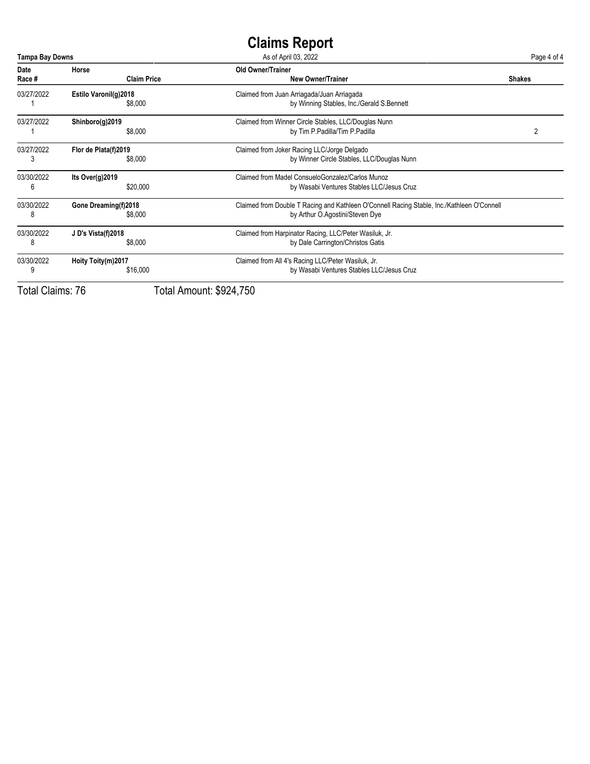# Claims Report

**Tampa Bay Downs** | As of April 03, 2022

| Date<br>Race # | Horse<br>Claim Price | Old Owner/Trainer<br>New Owner/Trainer | Shakes |
|---|---|---|---|
| 03/27/2022<br>1 | **Estilo Varonil(g)2018**<br>$8,000 | Claimed from Juan Arriagada/Juan Arriagada<br>by Winning Stables, Inc./Gerald S.Bennett | |
| 03/27/2022<br>1 | **Shinboro(g)2019**<br>$8,000 | Claimed from Winner Circle Stables, LLC/Douglas Nunn<br>by Tim P.Padilla/Tim P.Padilla | 2 |
| 03/27/2022<br>3 | **Flor de Plata(f)2019**<br>$8,000 | Claimed from Joker Racing LLC/Jorge Delgado<br>by Winner Circle Stables, LLC/Douglas Nunn | |
| 03/30/2022<br>6 | **Its Over(g)2019**<br>$20,000 | Claimed from Madel ConsueloGonzalez/Carlos Munoz<br>by Wasabi Ventures Stables LLC/Jesus Cruz | |
| 03/30/2022<br>8 | **Gone Dreaming(f)2018**<br>$8,000 | Claimed from Double T Racing and Kathleen O'Connell Racing Stable, Inc./Kathleen O'Connell<br>by Arthur O.Agostini/Steven Dye | |
| 03/30/2022<br>8 | **J D's Vista(f)2018**<br>$8,000 | Claimed from Harpinator Racing, LLC/Peter Wasiluk, Jr.<br>by Dale Carrington/Christos Gatis | |
| 03/30/2022<br>9 | **Hoity Toity(m)2017**<br>$16,000 | Claimed from All 4's Racing LLC/Peter Wasiluk, Jr.<br>by Wasabi Ventures Stables LLC/Jesus Cruz | |

Total Claims: 76 Total Amount: $924,750